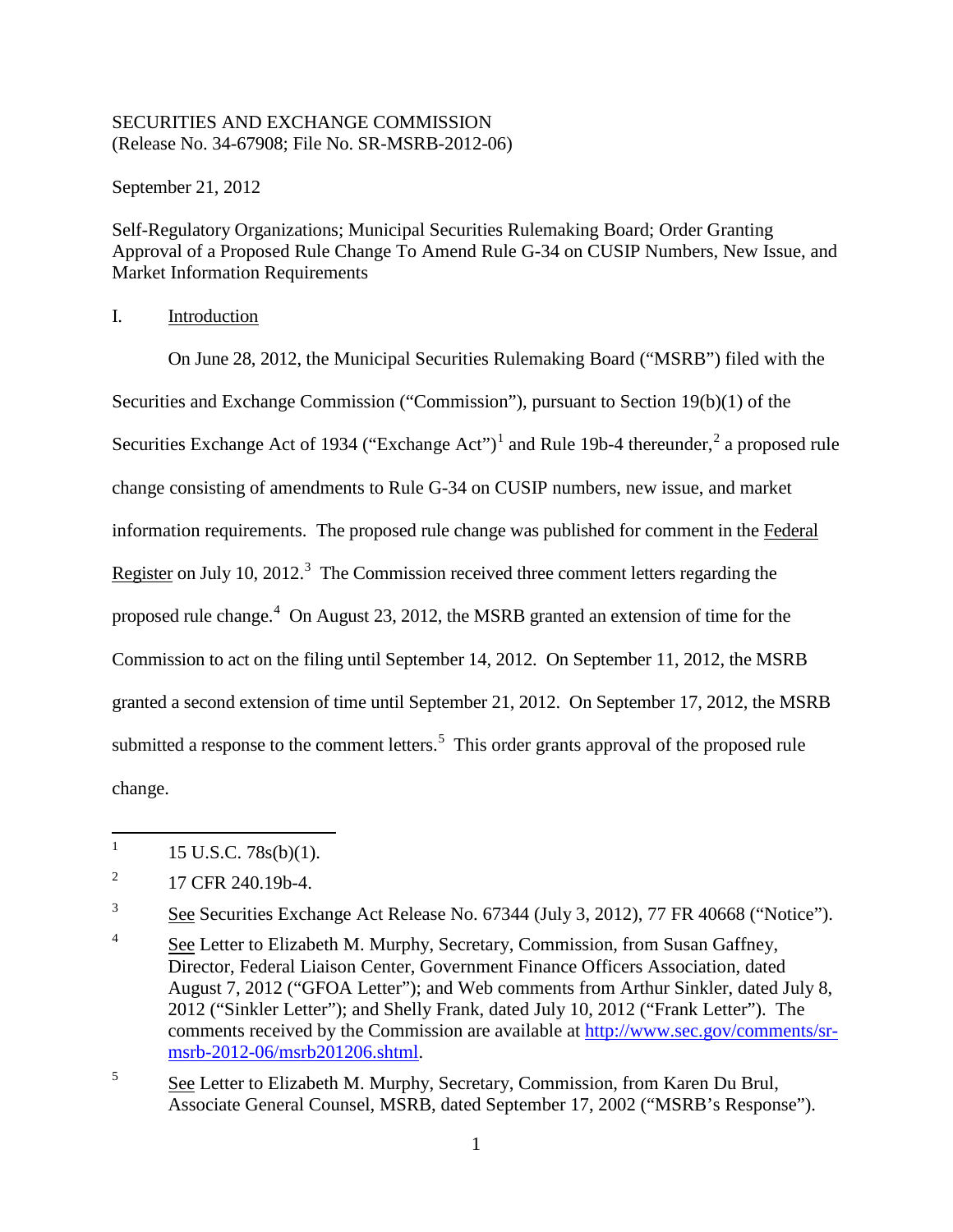SECURITIES AND EXCHANGE COMMISSION
(Release No. 34-67908; File No. SR-MSRB-2012-06)

September 21, 2012

Self-Regulatory Organizations; Municipal Securities Rulemaking Board; Order Granting Approval of a Proposed Rule Change To Amend Rule G-34 on CUSIP Numbers, New Issue, and Market Information Requirements

I. Introduction

On June 28, 2012, the Municipal Securities Rulemaking Board ("MSRB") filed with the Securities and Exchange Commission ("Commission"), pursuant to Section 19(b)(1) of the Securities Exchange Act of 1934 ("Exchange Act")[1] and Rule 19b-4 thereunder,[2] a proposed rule change consisting of amendments to Rule G-34 on CUSIP numbers, new issue, and market information requirements. The proposed rule change was published for comment in the Federal Register on July 10, 2012.[3] The Commission received three comment letters regarding the proposed rule change.[4] On August 23, 2012, the MSRB granted an extension of time for the Commission to act on the filing until September 14, 2012. On September 11, 2012, the MSRB granted a second extension of time until September 21, 2012. On September 17, 2012, the MSRB submitted a response to the comment letters.[5] This order grants approval of the proposed rule change.

[1] 15 U.S.C. 78s(b)(1).

[2] 17 CFR 240.19b-4.

[3] See Securities Exchange Act Release No. 67344 (July 3, 2012), 77 FR 40668 ("Notice").

[4] See Letter to Elizabeth M. Murphy, Secretary, Commission, from Susan Gaffney, Director, Federal Liaison Center, Government Finance Officers Association, dated August 7, 2012 ("GFOA Letter"); and Web comments from Arthur Sinkler, dated July 8, 2012 ("Sinkler Letter"); and Shelly Frank, dated July 10, 2012 ("Frank Letter"). The comments received by the Commission are available at http://www.sec.gov/comments/sr-msrb-2012-06/msrb201206.shtml.

[5] See Letter to Elizabeth M. Murphy, Secretary, Commission, from Karen Du Brul, Associate General Counsel, MSRB, dated September 17, 2002 ("MSRB's Response").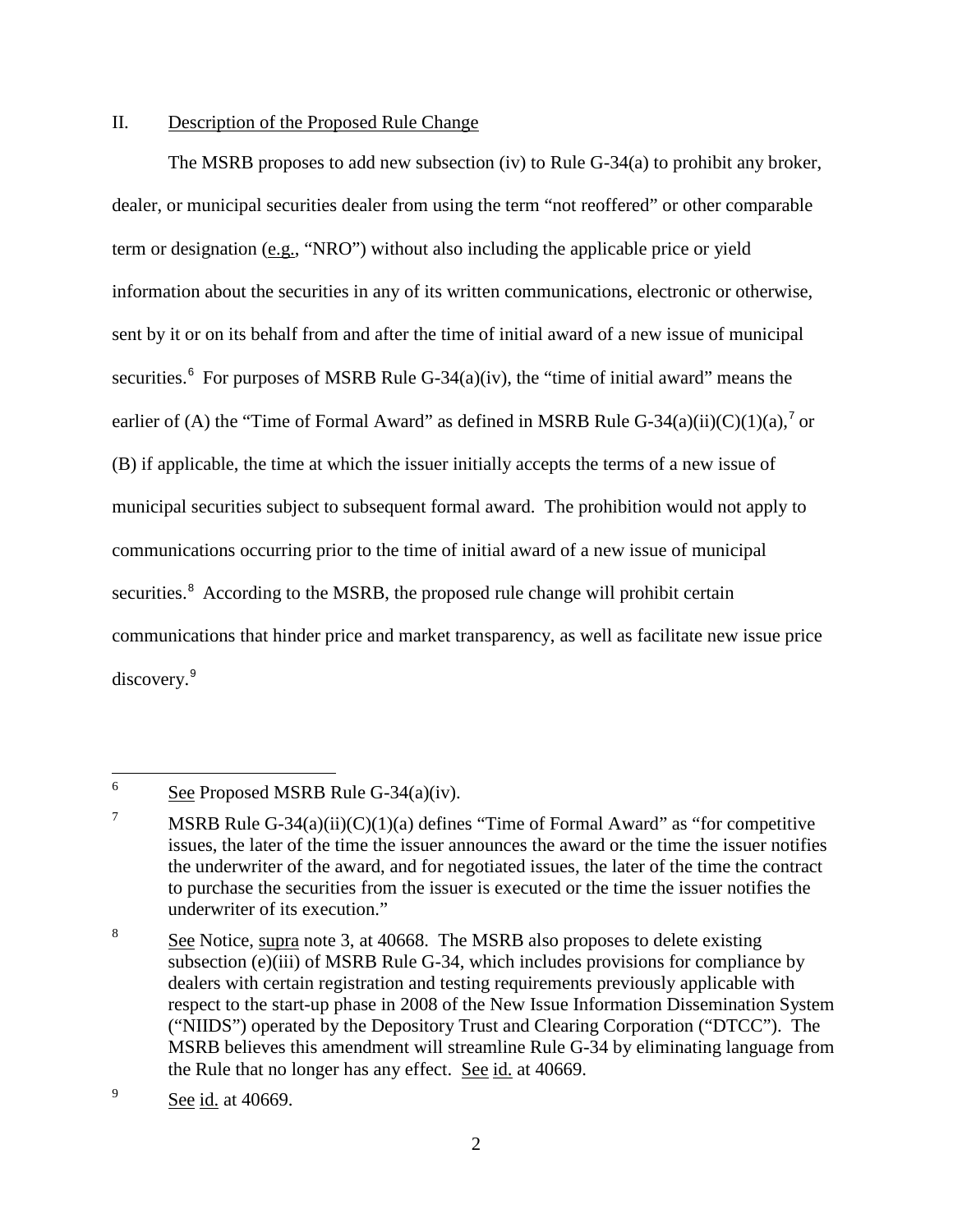## II. Description of the Proposed Rule Change

The MSRB proposes to add new subsection (iv) to Rule G-34(a) to prohibit any broker, dealer, or municipal securities dealer from using the term "not reoffered" or other comparable term or designation (e.g., "NRO") without also including the applicable price or yield information about the securities in any of its written communications, electronic or otherwise, sent by it or on its behalf from and after the time of initial award of a new issue of municipal securities.[6] For purposes of MSRB Rule G-34(a)(iv), the "time of initial award" means the earlier of (A) the "Time of Formal Award" as defined in MSRB Rule G-34(a)(ii)(C)(1)(a),[7] or (B) if applicable, the time at which the issuer initially accepts the terms of a new issue of municipal securities subject to subsequent formal award. The prohibition would not apply to communications occurring prior to the time of initial award of a new issue of municipal securities.[8] According to the MSRB, the proposed rule change will prohibit certain communications that hinder price and market transparency, as well as facilitate new issue price discovery.[9]

---

[6] See Proposed MSRB Rule G-34(a)(iv).

[7] MSRB Rule G-34(a)(ii)(C)(1)(a) defines "Time of Formal Award" as "for competitive issues, the later of the time the issuer announces the award or the time the issuer notifies the underwriter of the award, and for negotiated issues, the later of the time the contract to purchase the securities from the issuer is executed or the time the issuer notifies the underwriter of its execution."

[8] See Notice, supra note 3, at 40668. The MSRB also proposes to delete existing subsection (e)(iii) of MSRB Rule G-34, which includes provisions for compliance by dealers with certain registration and testing requirements previously applicable with respect to the start-up phase in 2008 of the New Issue Information Dissemination System ("NIIDS") operated by the Depository Trust and Clearing Corporation ("DTCC"). The MSRB believes this amendment will streamline Rule G-34 by eliminating language from the Rule that no longer has any effect. See id. at 40669.

[9] See id. at 40669.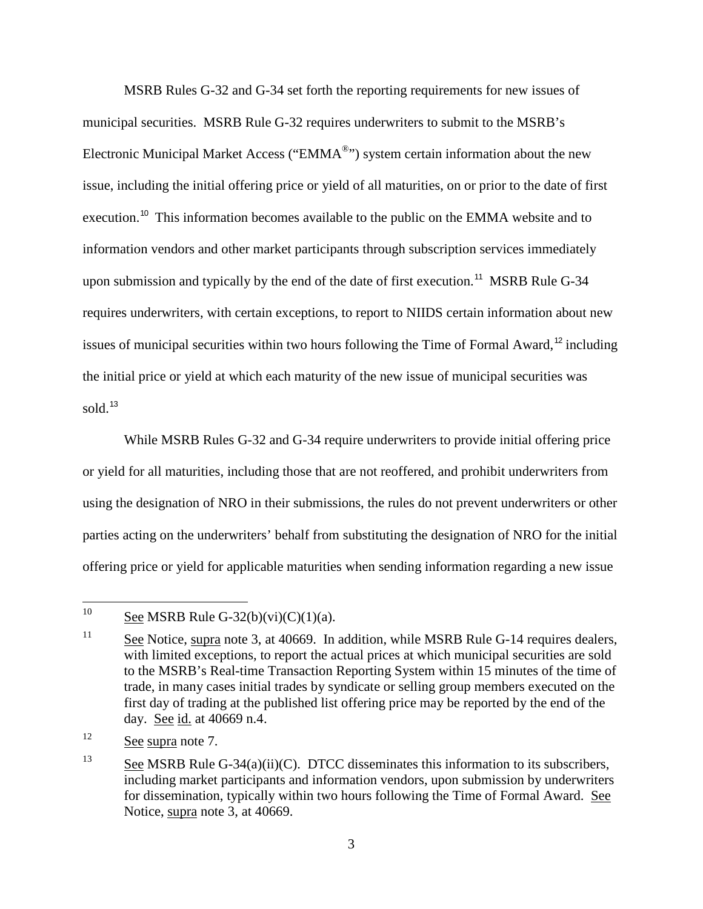MSRB Rules G-32 and G-34 set forth the reporting requirements for new issues of municipal securities. MSRB Rule G-32 requires underwriters to submit to the MSRB's Electronic Municipal Market Access ("EMMA®") system certain information about the new issue, including the initial offering price or yield of all maturities, on or prior to the date of first execution.[10] This information becomes available to the public on the EMMA website and to information vendors and other market participants through subscription services immediately upon submission and typically by the end of the date of first execution.[11] MSRB Rule G-34 requires underwriters, with certain exceptions, to report to NIIDS certain information about new issues of municipal securities within two hours following the Time of Formal Award,[12] including the initial price or yield at which each maturity of the new issue of municipal securities was sold.[13]

While MSRB Rules G-32 and G-34 require underwriters to provide initial offering price or yield for all maturities, including those that are not reoffered, and prohibit underwriters from using the designation of NRO in their submissions, the rules do not prevent underwriters or other parties acting on the underwriters' behalf from substituting the designation of NRO for the initial offering price or yield for applicable maturities when sending information regarding a new issue

---

[10] See MSRB Rule G-32(b)(vi)(C)(1)(a).

[11] See Notice, supra note 3, at 40669. In addition, while MSRB Rule G-14 requires dealers, with limited exceptions, to report the actual prices at which municipal securities are sold to the MSRB's Real-time Transaction Reporting System within 15 minutes of the time of trade, in many cases initial trades by syndicate or selling group members executed on the first day of trading at the published list offering price may be reported by the end of the day. See id. at 40669 n.4.

[12] See supra note 7.

[13] See MSRB Rule G-34(a)(ii)(C). DTCC disseminates this information to its subscribers, including market participants and information vendors, upon submission by underwriters for dissemination, typically within two hours following the Time of Formal Award. See Notice, supra note 3, at 40669.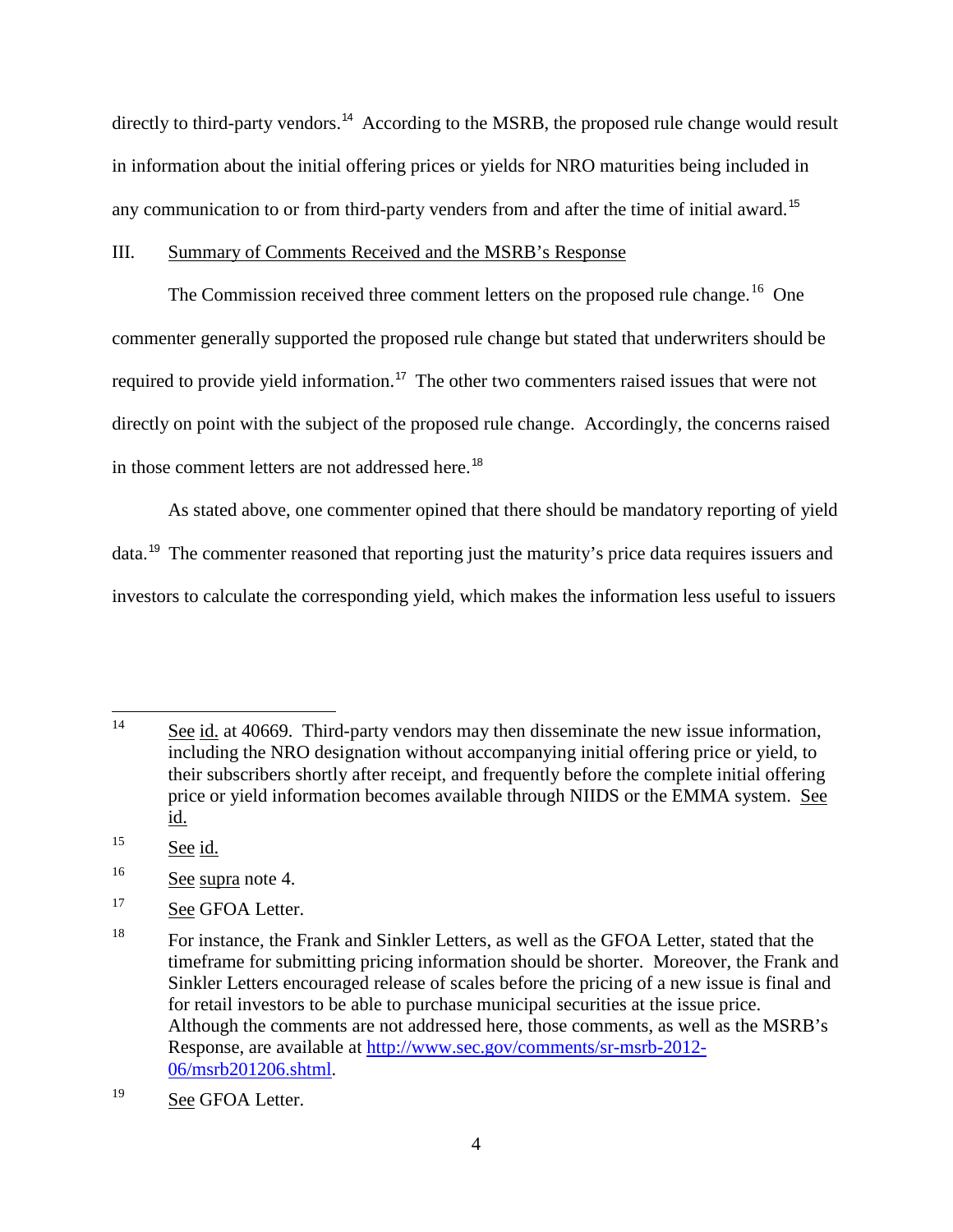directly to third-party vendors.[14] According to the MSRB, the proposed rule change would result in information about the initial offering prices or yields for NRO maturities being included in any communication to or from third-party venders from and after the time of initial award.[15]

III. Summary of Comments Received and the MSRB's Response

The Commission received three comment letters on the proposed rule change.[16] One commenter generally supported the proposed rule change but stated that underwriters should be required to provide yield information.[17] The other two commenters raised issues that were not directly on point with the subject of the proposed rule change. Accordingly, the concerns raised in those comment letters are not addressed here.[18]

As stated above, one commenter opined that there should be mandatory reporting of yield data.[19] The commenter reasoned that reporting just the maturity's price data requires issuers and investors to calculate the corresponding yield, which makes the information less useful to issuers

---

[14] See id. at 40669. Third-party vendors may then disseminate the new issue information, including the NRO designation without accompanying initial offering price or yield, to their subscribers shortly after receipt, and frequently before the complete initial offering price or yield information becomes available through NIIDS or the EMMA system. See id.

[15] See id.

[16] See supra note 4.

[17] See GFOA Letter.

[18] For instance, the Frank and Sinkler Letters, as well as the GFOA Letter, stated that the timeframe for submitting pricing information should be shorter. Moreover, the Frank and Sinkler Letters encouraged release of scales before the pricing of a new issue is final and for retail investors to be able to purchase municipal securities at the issue price. Although the comments are not addressed here, those comments, as well as the MSRB's Response, are available at http://www.sec.gov/comments/sr-msrb-2012-06/msrb201206.shtml.

[19] See GFOA Letter.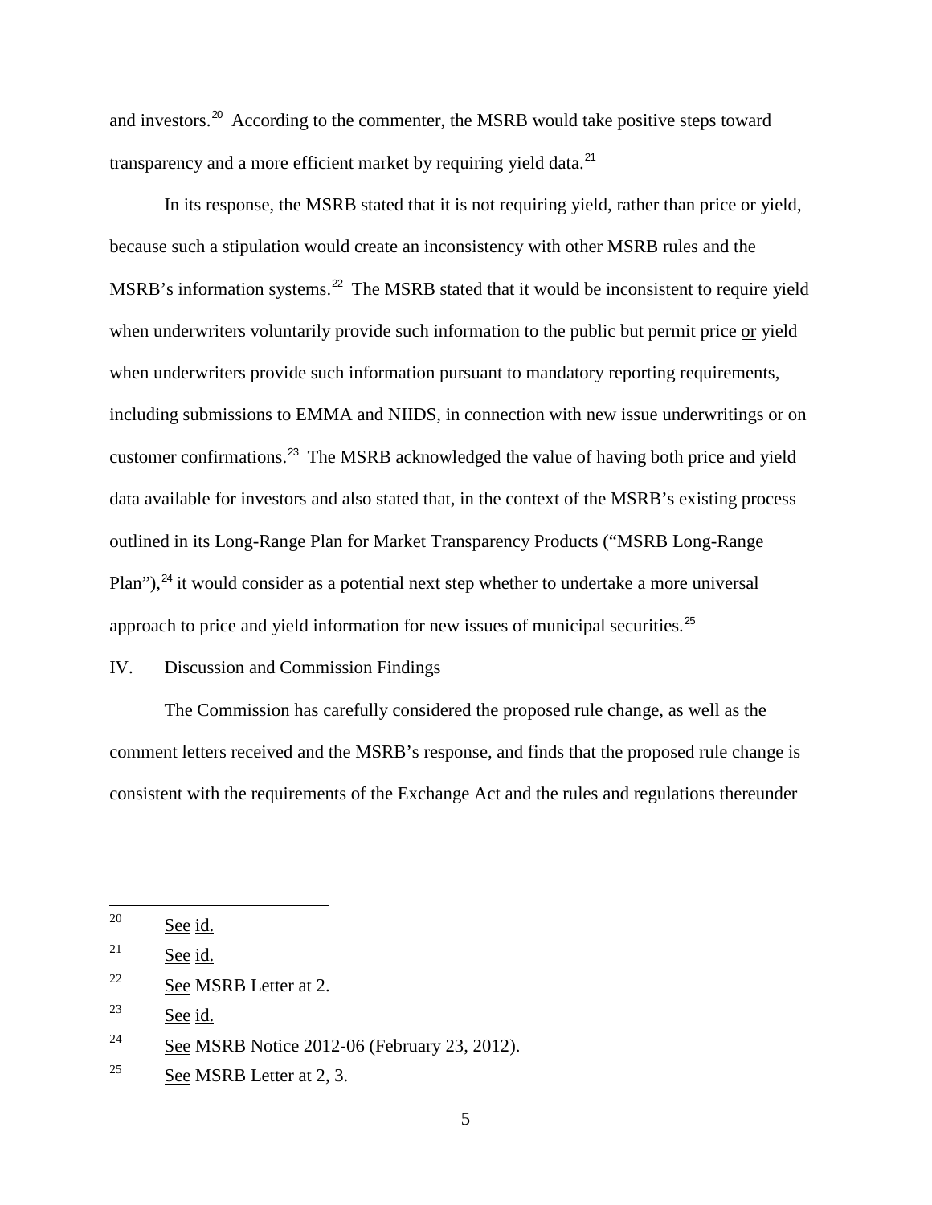and investors.[20] According to the commenter, the MSRB would take positive steps toward transparency and a more efficient market by requiring yield data.[21]

In its response, the MSRB stated that it is not requiring yield, rather than price or yield, because such a stipulation would create an inconsistency with other MSRB rules and the MSRB's information systems.[22] The MSRB stated that it would be inconsistent to require yield when underwriters voluntarily provide such information to the public but permit price or yield when underwriters provide such information pursuant to mandatory reporting requirements, including submissions to EMMA and NIIDS, in connection with new issue underwritings or on customer confirmations.[23] The MSRB acknowledged the value of having both price and yield data available for investors and also stated that, in the context of the MSRB's existing process outlined in its Long-Range Plan for Market Transparency Products ("MSRB Long-Range Plan"),[24] it would consider as a potential next step whether to undertake a more universal approach to price and yield information for new issues of municipal securities.[25]

## IV. Discussion and Commission Findings

The Commission has carefully considered the proposed rule change, as well as the comment letters received and the MSRB's response, and finds that the proposed rule change is consistent with the requirements of the Exchange Act and the rules and regulations thereunder

---

[20] See id.

[21] See id.

[22] See MSRB Letter at 2.

[23] See id.

[24] See MSRB Notice 2012-06 (February 23, 2012).

[25] See MSRB Letter at 2, 3.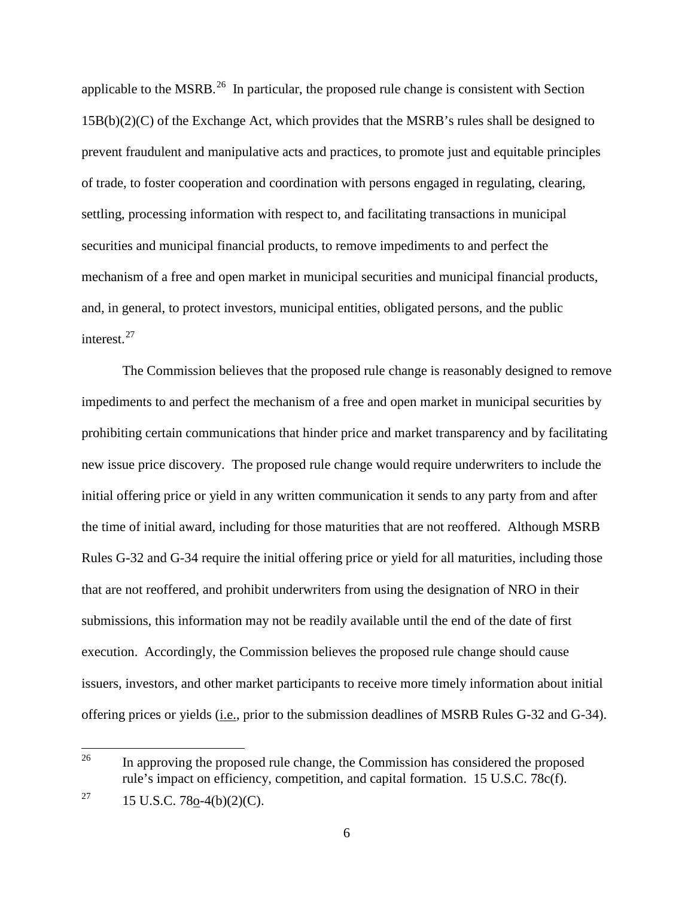applicable to the MSRB.[26] In particular, the proposed rule change is consistent with Section 15B(b)(2)(C) of the Exchange Act, which provides that the MSRB's rules shall be designed to prevent fraudulent and manipulative acts and practices, to promote just and equitable principles of trade, to foster cooperation and coordination with persons engaged in regulating, clearing, settling, processing information with respect to, and facilitating transactions in municipal securities and municipal financial products, to remove impediments to and perfect the mechanism of a free and open market in municipal securities and municipal financial products, and, in general, to protect investors, municipal entities, obligated persons, and the public interest.[27]

The Commission believes that the proposed rule change is reasonably designed to remove impediments to and perfect the mechanism of a free and open market in municipal securities by prohibiting certain communications that hinder price and market transparency and by facilitating new issue price discovery. The proposed rule change would require underwriters to include the initial offering price or yield in any written communication it sends to any party from and after the time of initial award, including for those maturities that are not reoffered. Although MSRB Rules G-32 and G-34 require the initial offering price or yield for all maturities, including those that are not reoffered, and prohibit underwriters from using the designation of NRO in their submissions, this information may not be readily available until the end of the date of first execution. Accordingly, the Commission believes the proposed rule change should cause issuers, investors, and other market participants to receive more timely information about initial offering prices or yields (i.e., prior to the submission deadlines of MSRB Rules G-32 and G-34).

---

[26] In approving the proposed rule change, the Commission has considered the proposed rule's impact on efficiency, competition, and capital formation. 15 U.S.C. 78c(f).

[27] 15 U.S.C. 78o-4(b)(2)(C).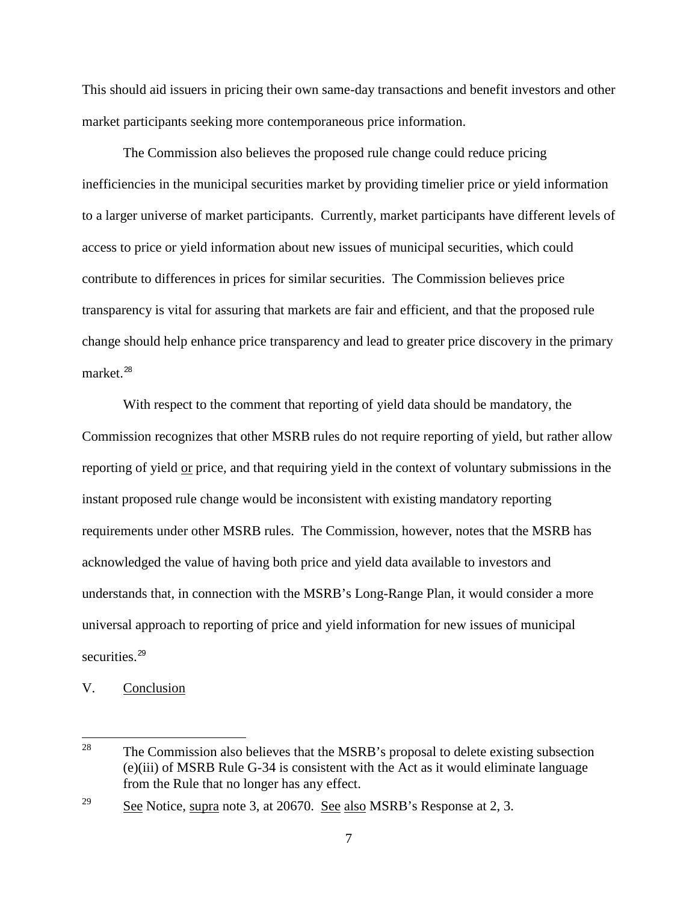This should aid issuers in pricing their own same-day transactions and benefit investors and other market participants seeking more contemporaneous price information.

The Commission also believes the proposed rule change could reduce pricing inefficiencies in the municipal securities market by providing timelier price or yield information to a larger universe of market participants. Currently, market participants have different levels of access to price or yield information about new issues of municipal securities, which could contribute to differences in prices for similar securities. The Commission believes price transparency is vital for assuring that markets are fair and efficient, and that the proposed rule change should help enhance price transparency and lead to greater price discovery in the primary market.[28]

With respect to the comment that reporting of yield data should be mandatory, the Commission recognizes that other MSRB rules do not require reporting of yield, but rather allow reporting of yield or price, and that requiring yield in the context of voluntary submissions in the instant proposed rule change would be inconsistent with existing mandatory reporting requirements under other MSRB rules. The Commission, however, notes that the MSRB has acknowledged the value of having both price and yield data available to investors and understands that, in connection with the MSRB's Long-Range Plan, it would consider a more universal approach to reporting of price and yield information for new issues of municipal securities.[29]

## V. Conclusion

---

[28] The Commission also believes that the MSRB's proposal to delete existing subsection (e)(iii) of MSRB Rule G-34 is consistent with the Act as it would eliminate language from the Rule that no longer has any effect.

[29] See Notice, supra note 3, at 20670. See also MSRB's Response at 2, 3.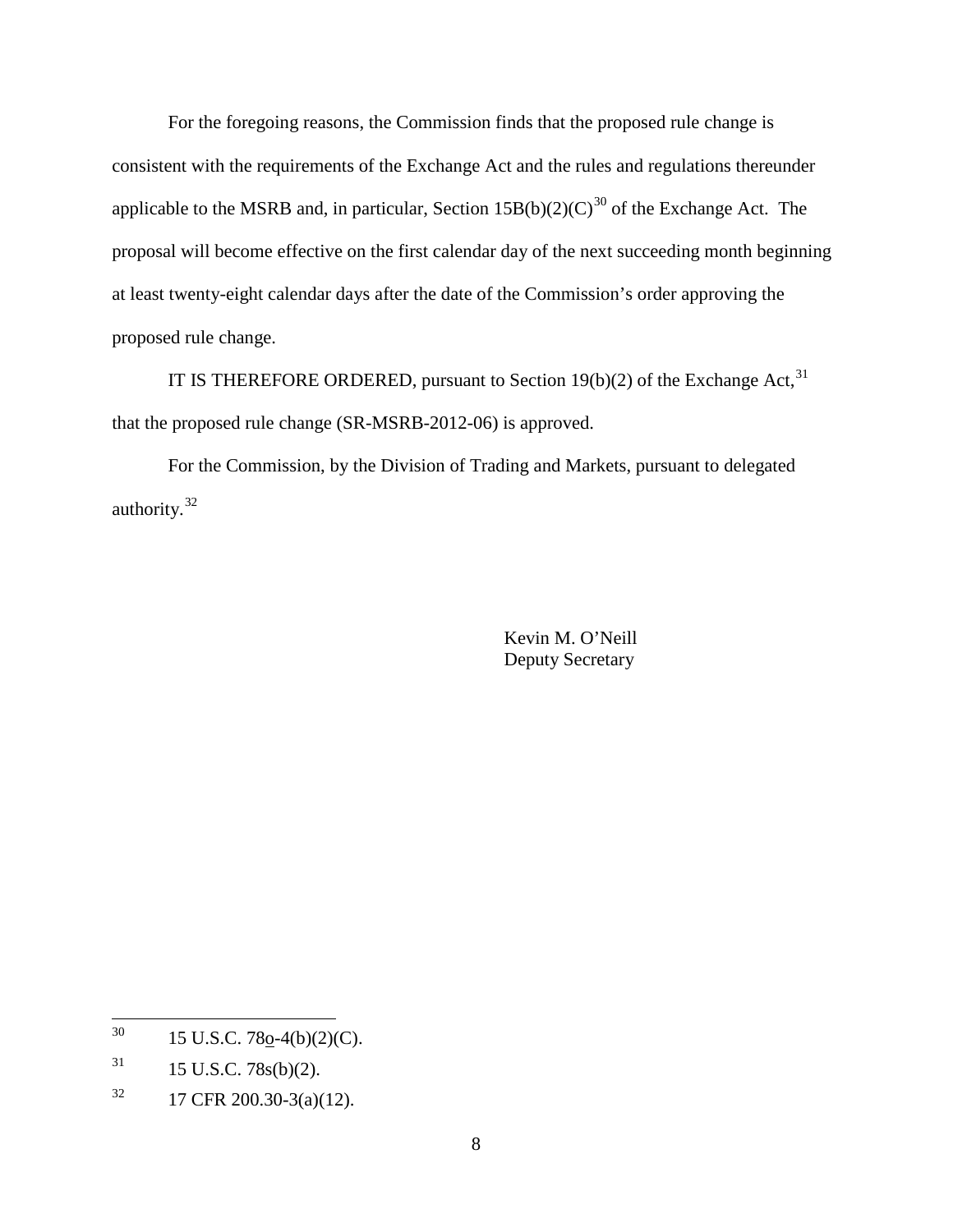For the foregoing reasons, the Commission finds that the proposed rule change is consistent with the requirements of the Exchange Act and the rules and regulations thereunder applicable to the MSRB and, in particular, Section 15B(b)(2)(C)[30] of the Exchange Act. The proposal will become effective on the first calendar day of the next succeeding month beginning at least twenty-eight calendar days after the date of the Commission's order approving the proposed rule change.

IT IS THEREFORE ORDERED, pursuant to Section 19(b)(2) of the Exchange Act,[31] that the proposed rule change (SR-MSRB-2012-06) is approved.

For the Commission, by the Division of Trading and Markets, pursuant to delegated authority.[32]

Kevin M. O'Neill
Deputy Secretary

---

[30] 15 U.S.C. 78o-4(b)(2)(C).

[31] 15 U.S.C. 78s(b)(2).

[32] 17 CFR 200.30-3(a)(12).